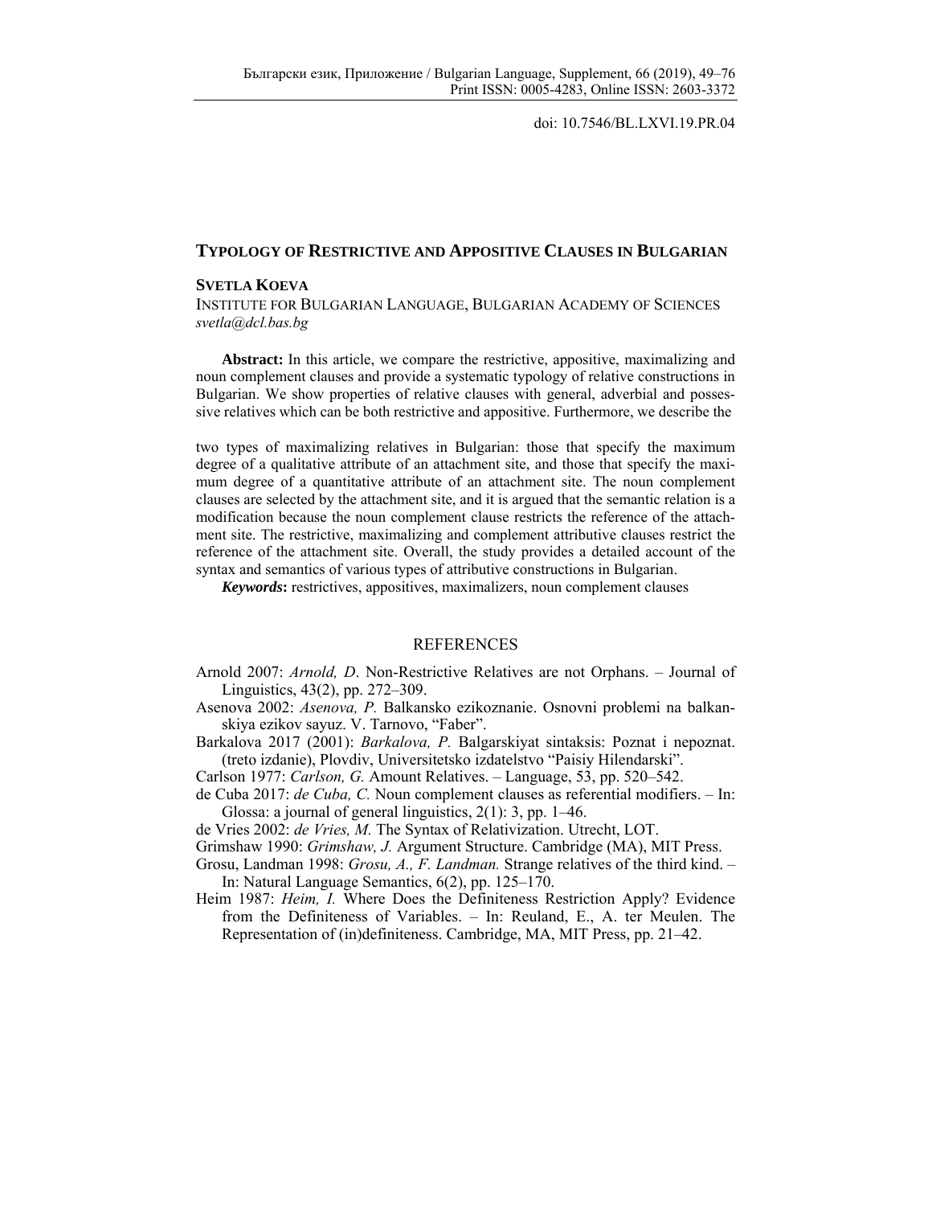doi: 10.7546/BL.LXVI.19.PR.04

# TYPOLOGY OF RESTRICTIVE AND APPOSITIVE CLAUSES IN BULGARIAN

**SVETLA KOEVA**

INSTITUTE FOR BULGARIAN LANGUAGE, BULGARIAN ACADEMY OF SCIENCES
*svetla@dcl.bas.bg*

**Abstract:** In this article, we compare the restrictive, appositive, maximalizing and noun complement clauses and provide a systematic typology of relative constructions in Bulgarian. We show properties of relative clauses with general, adverbial and possessive relatives which can be both restrictive and appositive. Furthermore, we describe the two types of maximalizing relatives in Bulgarian: those that specify the maximum degree of a qualitative attribute of an attachment site, and those that specify the maximum degree of a quantitative attribute of an attachment site. The noun complement clauses are selected by the attachment site, and it is argued that the semantic relation is a modification because the noun complement clause restricts the reference of the attachment site. The restrictive, maximalizing and complement attributive clauses restrict the reference of the attachment site. Overall, the study provides a detailed account of the syntax and semantics of various types of attributive constructions in Bulgarian.

***Keywords*:** restrictives, appositives, maximalizers, noun complement clauses

## REFERENCES

Arnold 2007: *Arnold, D*. Non-Restrictive Relatives are not Orphans. – Journal of Linguistics, 43(2), pp. 272–309.

Asenova 2002: *Asenova, P.* Balkansko ezikoznanie. Osnovni problemi na balkanskiya ezikov sayuz. V. Tarnovo, "Faber".

Barkalova 2017 (2001): *Barkalova, P.* Balgarskiyat sintaksis: Poznat i nepoznat. (treto izdanie), Plovdiv, Universitetsko izdatelstvo "Paisiy Hilendarski".

Carlson 1977: *Carlson, G.* Amount Relatives. – Language, 53, pp. 520–542.

de Cuba 2017: *de Cuba, C.* Noun complement clauses as referential modifiers. – In: Glossa: a journal of general linguistics, 2(1): 3, pp. 1–46.

de Vries 2002: *de Vries, M.* The Syntax of Relativization. Utrecht, LOT.

Grimshaw 1990: *Grimshaw, J.* Argument Structure. Cambridge (MA), MIT Press.

Grosu, Landman 1998: *Grosu, A., F. Landman.* Strange relatives of the third kind. – In: Natural Language Semantics, 6(2), pp. 125–170.

Heim 1987: *Heim, I.* Where Does the Definiteness Restriction Apply? Evidence from the Definiteness of Variables. – In: Reuland, E., A. ter Meulen. The Representation of (in)definiteness. Cambridge, MA, MIT Press, pp. 21–42.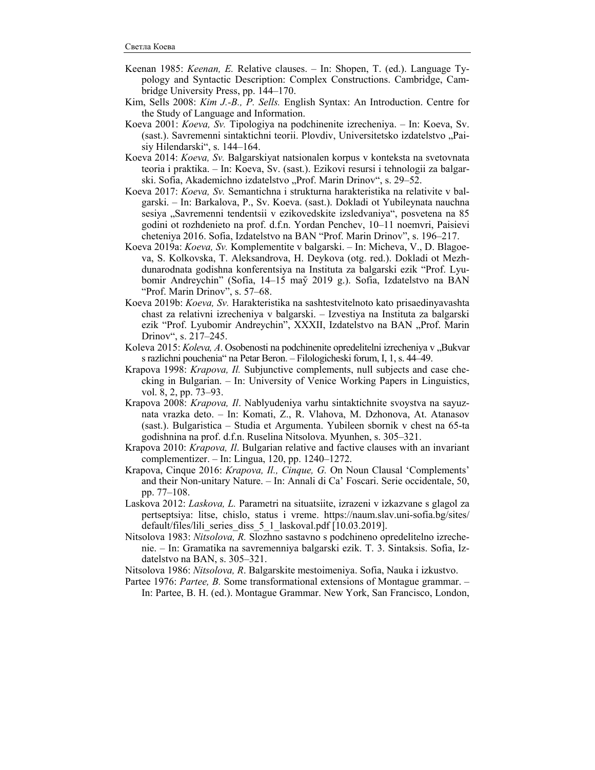Keenan 1985: *Keenan, E.* Relative clauses. – In: Shopen, T. (ed.). Language Typology and Syntactic Description: Complex Constructions. Cambridge, Cambridge University Press, pp. 144–170.

Kim, Sells 2008: *Kim J.-B., P. Sells.* English Syntax: An Introduction. Centre for the Study of Language and Information.

Koeva 2001: *Koeva, Sv.* Tipologiya na podchinenite izrecheniya. – In: Koeva, Sv. (sast.). Savremenni sintaktichni teorii. Plovdiv, Universitetsko izdatelstvo „Paisiy Hilendarski“, s. 144–164.

Koeva 2014: *Koeva, Sv.* Balgarskiyat natsionalen korpus v konteksta na svetovnata teoria i praktika. – In: Koeva, Sv. (sast.). Ezikovi resursi i tehnologii za balgarski. Sofia, Akademichno izdatelstvo „Prof. Marin Drinov“, s. 29–52.

Koeva 2017: *Koeva, Sv.* Semantichna i strukturna harakteristika na relativite v balgarski. – In: Barkalova, P., Sv. Koeva. (sast.). Dokladi ot Yubileynata nauchna sesiya „Savremenni tendentsii v ezikovedskite izsledvaniya“, posvetena na 85 godini ot rozhdenieto na prof. d.f.n. Yordan Penchev, 10–11 noemvri, Paisievi cheteniya 2016. Sofia, Izdatelstvo na BAN “Prof. Marin Drinov”, s. 196–217.

Koeva 2019a: *Koeva, Sv.* Komplementite v balgarski. – In: Micheva, V., D. Blagoeva, S. Kolkovska, T. Aleksandrova, H. Deykova (otg. red.). Dokladi ot Mezhdunarodnata godishna konferentsiya na Instituta za balgarski ezik “Prof. Lyubomir Andreychin” (Sofia, 14–15 maў 2019 g.). Sofia, Izdatelstvo na BAN “Prof. Marin Drinov”, s. 57–68.

Koeva 2019b: *Koeva, Sv.* Harakteristika na sashtestvitelnoto kato prisaedinyavashta chast za relativni izrecheniya v balgarski. – Izvestiya na Instituta za balgarski ezik “Prof. Lyubomir Andreychin”, XXXII, Izdatelstvo na BAN „Prof. Marin Drinov“, s. 217–245.

Koleva 2015: *Koleva, A*. Osobenosti na podchinenite opredelitelni izrecheniya v „Bukvar s razlichni pouchenia“ na Petar Beron. – Filologicheski forum, I, 1, s. 44–49.

Krapova 1998: *Krapova, Il.* Subjunctive complements, null subjects and case checking in Bulgarian. – In: University of Venice Working Papers in Linguistics, vol. 8, 2, pp. 73–93.

Krapova 2008: *Krapova, Il*. Nablyudeniya varhu sintaktichnite svoystva na sayuznata vrazka deto. – In: Komati, Z., R. Vlahova, M. Dzhonova, At. Atanasov (sast.). Bulgaristica – Studia et Argumenta. Yubileen sbornik v chest na 65-ta godishnina na prof. d.f.n. Ruselina Nitsolova. Myunhen, s. 305–321.

Krapova 2010: *Krapova, Il*. Bulgarian relative and factive clauses with an invariant complementizer. – In: Lingua, 120, pp. 1240–1272.

Krapova, Cinque 2016: *Krapova, Il., Cinque, G.* On Noun Clausal ‘Complements’ and their Non-unitary Nature. – In: Annali di Ca’ Foscari. Serie occidentale, 50, pp. 77–108.

Laskova 2012: *Laskova, L.* Parametri na situatsiite, izrazeni v izkazvane s glagol za pertseptsiya: litse, chislo, status i vreme. https://naum.slav.uni-sofia.bg/sites/default/files/lili_series_diss_5_1_laskoval.pdf [10.03.2019].

Nitsolova 1983: *Nitsolova, R.* Slozhno sastavno s podchineno opredelitelno izrechenie. – In: Gramatika na savremenniya balgarski ezik. T. 3. Sintaksis. Sofia, Izdatelstvo na BAN, s. 305–321.

Nitsolova 1986: *Nitsolova, R*. Balgarskite mestoimeniya. Sofia, Nauka i izkustvo.

Partee 1976: *Partee, B.* Some transformational extensions of Montague grammar. – In: Partee, B. H. (ed.). Montague Grammar. New York, San Francisco, London,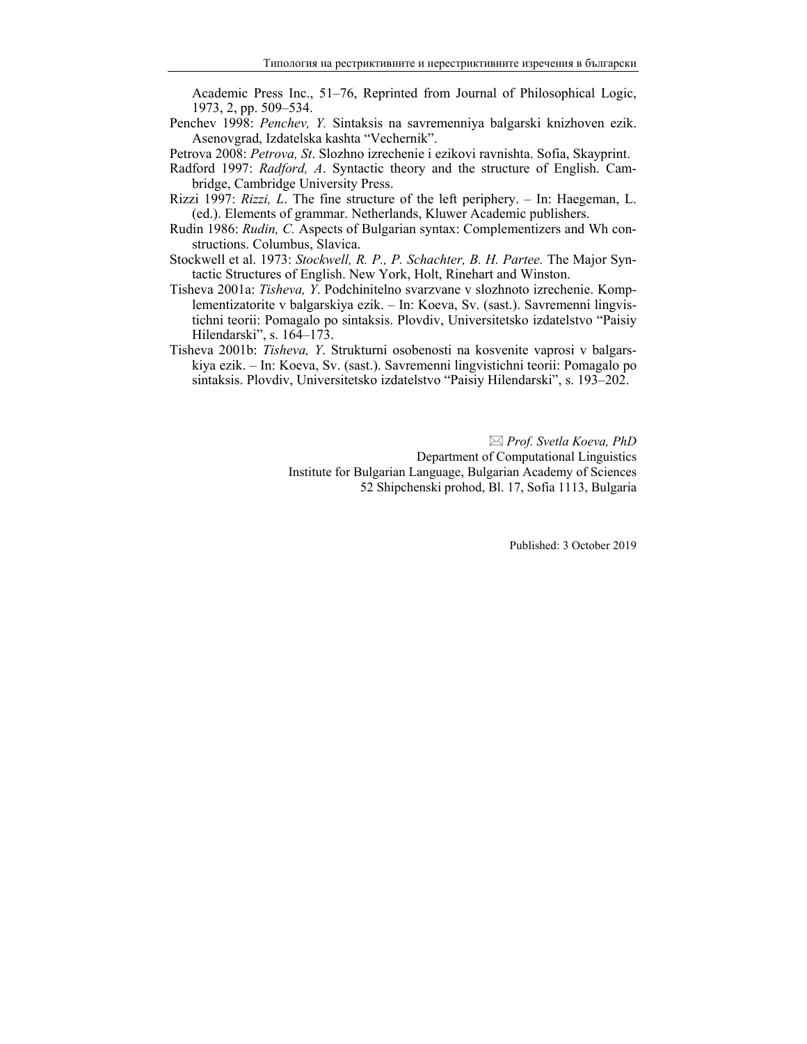Academic Press Inc., 51–76, Reprinted from Journal of Philosophical Logic, 1973, 2, pp. 509–534.

Penchev 1998: *Penchev, Y.* Sintaksis na savremenniya balgarski knizhoven ezik. Asenovgrad, Izdatelska kashta "Vechernik".

Petrova 2008: *Petrova, St*. Slozhno izrechenie i ezikovi ravnishta. Sofia, Skayprint.

Radford 1997: *Radford, A*. Syntactic theory and the structure of English. Cambridge, Cambridge University Press.

Rizzi 1997: *Rizzi, L*. The fine structure of the left periphery. – In: Haegeman, L. (ed.). Elements of grammar. Netherlands, Kluwer Academic publishers.

Rudin 1986: *Rudin, C.* Aspects of Bulgarian syntax: Complementizers and Wh constructions. Columbus, Slavica.

Stockwell et al. 1973: *Stockwell, R. P., P. Schachter, B. H. Partee.* The Major Syntactic Structures of English. New York, Holt, Rinehart and Winston.

Tisheva 2001a: *Tisheva, Y*. Podchinitelno svarzvane v slozhnoto izrechenie. Komplementizatorite v balgarskiya ezik. – In: Koeva, Sv. (sast.). Savremenni lingvistichni teorii: Pomagalo po sintaksis. Plovdiv, Universitetsko izdatelstvo "Paisiy Hilendarski", s. 164–173.

Tisheva 2001b: *Tisheva, Y*. Strukturni osobenosti na kosvenite vaprosi v balgarskiya ezik. – In: Koeva, Sv. (sast.). Savremenni lingvistichni teorii: Pomagalo po sintaksis. Plovdiv, Universitetsko izdatelstvo "Paisiy Hilendarski", s. 193–202.

✉ *Prof. Svetla Koeva, PhD*
Department of Computational Linguistics
Institute for Bulgarian Language, Bulgarian Academy of Sciences
52 Shipchenski prohod, Bl. 17, Sofia 1113, Bulgaria

Published: 3 October 2019